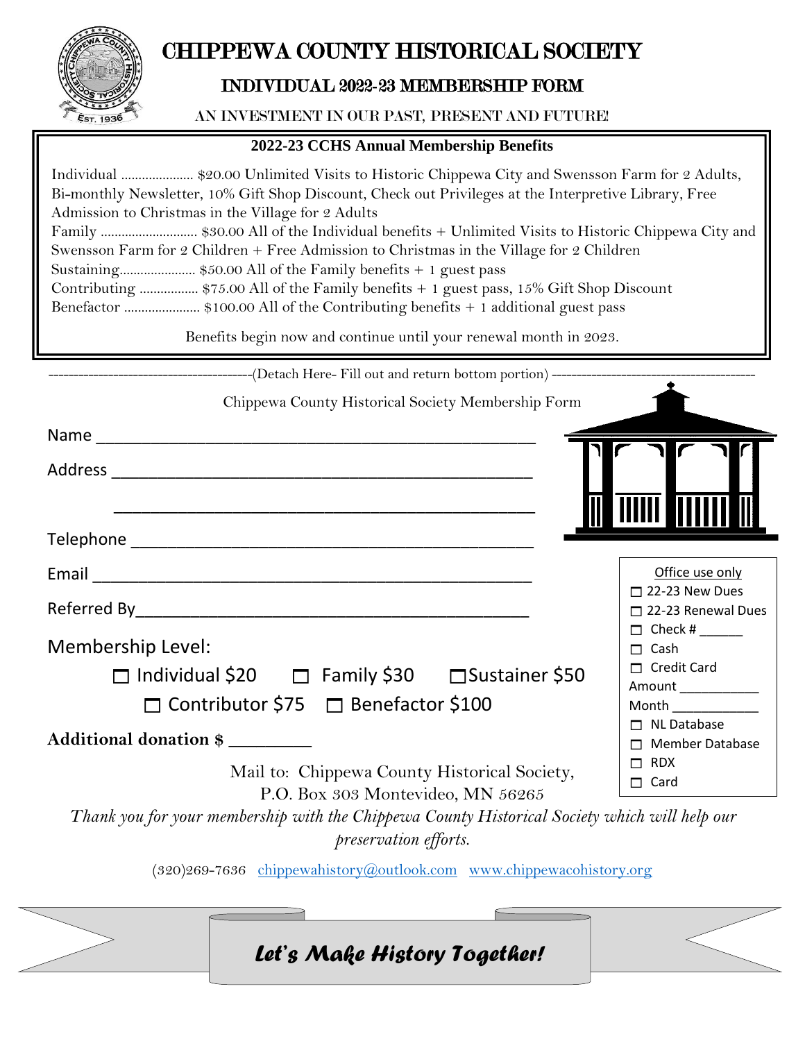# CHIPPEWA COUNTY HISTORICAL SOCIETY

## INDIVIDUAL 2022-23 MEMBERSHIP FORM

AN INVESTMENT IN OUR PAST, PRESENT AND FUTURE!

### 2022-23 CCHS Annual Membership Benefits

Individual ..................... $20.00 Unlimited Visits to Historic Chippewa City and Swensson Farm for 2 Adults, Bi-monthly Newsletter, 10% Gift Shop Discount, Check out Privileges at the Interpretive Library, Free Admission to Christmas in the Village for 2 Adults

Family ............................ $30.00 All of the Individual benefits + Unlimited Visits to Historic Chippewa City and Swensson Farm for 2 Children + Free Admission to Christmas in the Village for 2 Children

Sustaining...................... $50.00 All of the Family benefits + 1 guest pass

Contributing ................. $75.00 All of the Family benefits + 1 guest pass, 15% Gift Shop Discount

Benefactor ...................... $100.00 All of the Contributing benefits + 1 additional guest pass

Benefits begin now and continue until your renewal month in 2023.

------------------------------------------(Detach Here- Fill out and return bottom portion) ------------------------------------------

Chippewa County Historical Society Membership Form

Name ________________________________________________

Address ______________________________________________

______________________________________________

Telephone ____________________________________________

Email ________________________________________________

Referred By____________________________________________

Membership Level:

☐ Individual $20 ☐ Family $30 ☐ Sustainer $50

☐ Contributor $75 ☐ Benefactor $100

**Additional donation $ _________**

Mail to: Chippewa County Historical Society,
P.O. Box 303 Montevideo, MN 56265

Office use only
- ☐ 22-23 New Dues
- ☐ 22-23 Renewal Dues
- ☐ Check # ______
- ☐ Cash
- ☐ Credit Card

Amount ___________

Month ____________
- ☐ NL Database
- ☐ Member Database
- ☐ RDX
- ☐ Card

*Thank you for your membership with the Chippewa County Historical Society which will help our preservation efforts.*

(320)269-7636 chippewahistory@outlook.com www.chippewacohistory.org

***Let's Make History Together!***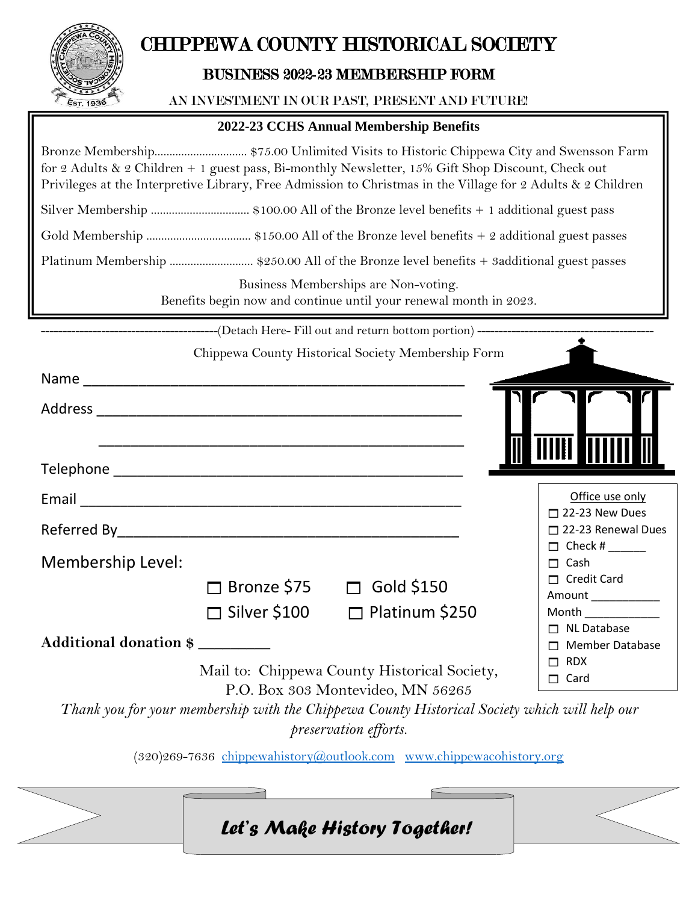# CHIPPEWA COUNTY HISTORICAL SOCIETY

## BUSINESS 2022-23 MEMBERSHIP FORM

AN INVESTMENT IN OUR PAST, PRESENT AND FUTURE!

**2022-23 CCHS Annual Membership Benefits**

Bronze Membership.............................. $75.00 Unlimited Visits to Historic Chippewa City and Swensson Farm for 2 Adults & 2 Children + 1 guest pass, Bi-monthly Newsletter, 15% Gift Shop Discount, Check out Privileges at the Interpretive Library, Free Admission to Christmas in the Village for 2 Adults & 2 Children

Silver Membership ................................ $100.00 All of the Bronze level benefits + 1 additional guest pass

Gold Membership .................................. $150.00 All of the Bronze level benefits + 2 additional guest passes

Platinum Membership ........................... $250.00 All of the Bronze level benefits + 3additional guest passes

Business Memberships are Non-voting.
Benefits begin now and continue until your renewal month in 2023.

----------------------------------------(Detach Here- Fill out and return bottom portion) ----------------------------------------

Chippewa County Historical Society Membership Form

Name ____________________________________________

Address __________________________________________

________________________________________________

Telephone ________________________________________

Email ____________________________________________

Referred By_______________________________________

Membership Level:

☐ Bronze $75 ☐ Gold $150

☐ Silver $100 ☐ Platinum $250

**Additional donation $** _________

Mail to: Chippewa County Historical Society,
P.O. Box 303 Montevideo, MN 56265

Office use only
- ☐ 22-23 New Dues
- ☐ 22-23 Renewal Dues
- ☐ Check # ______
- ☐ Cash
- ☐ Credit Card

Amount ___________

Month ____________

- ☐ NL Database
- ☐ Member Database
- ☐ RDX
- ☐ Card

*Thank you for your membership with the Chippewa County Historical Society which will help our preservation efforts.*

(320)269-7636 chippewahistory@outlook.com www.chippewacohistory.org

***Let's Make History Together!***